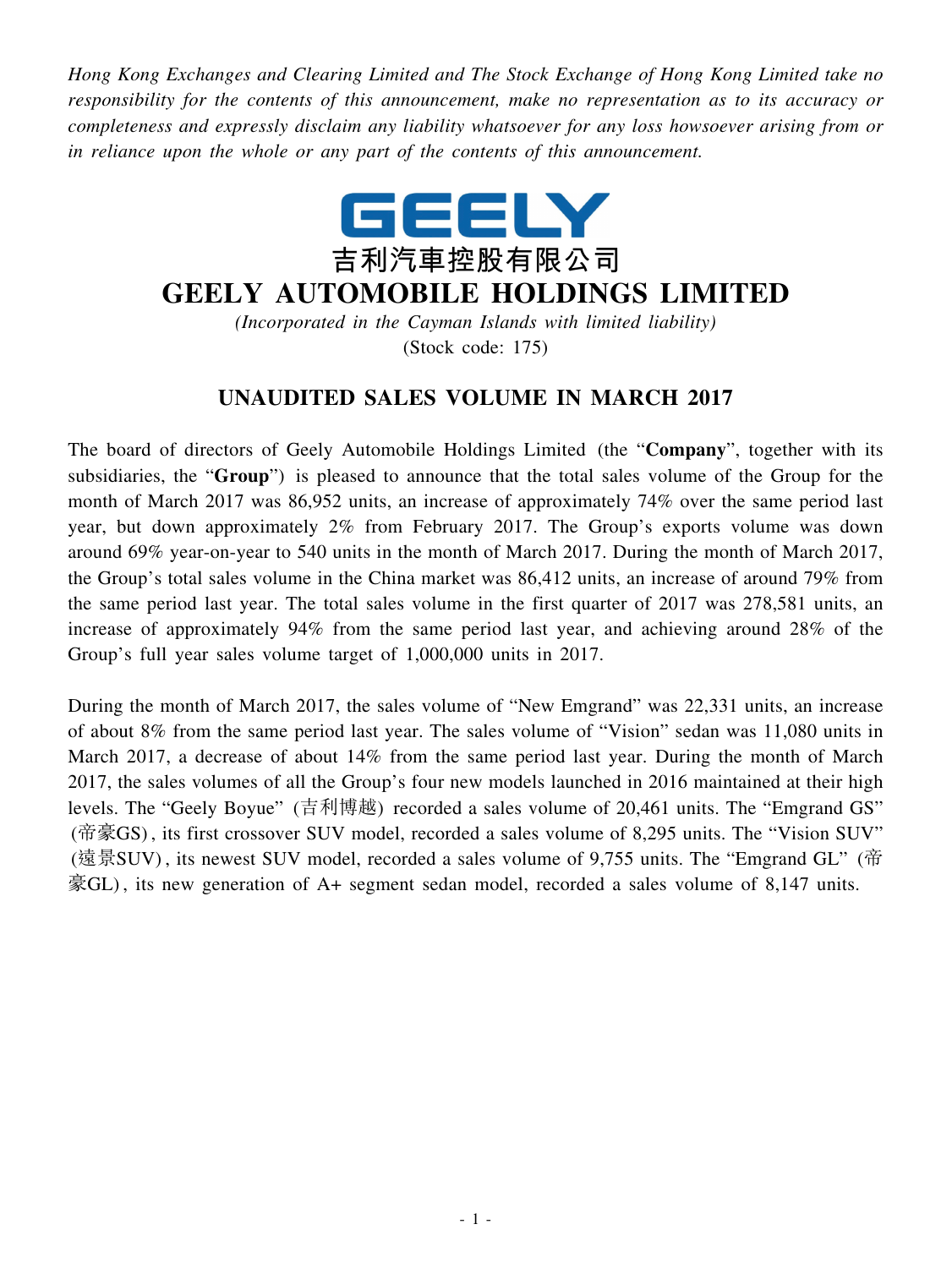*Hong Kong Exchanges and Clearing Limited and The Stock Exchange of Hong Kong Limited take no responsibility for the contents of this announcement, make no representation as to its accuracy or completeness and expressly disclaim any liability whatsoever for any loss howsoever arising from or in reliance upon the whole or any part of the contents of this announcement.*

GEELY

吉利汽車控股有限公司

# GEELY AUTOMOBILE HOLDINGS LIMITED

*(Incorporated in the Cayman Islands with limited liability)*

(Stock code: 175)

## UNAUDITED SALES VOLUME IN MARCH 2017

The board of directors of Geely Automobile Holdings Limited (the "**Company**", together with its subsidiaries, the "**Group**") is pleased to announce that the total sales volume of the Group for the month of March 2017 was 86,952 units, an increase of approximately 74% over the same period last year, but down approximately 2% from February 2017. The Group's exports volume was down around 69% year-on-year to 540 units in the month of March 2017. During the month of March 2017, the Group's total sales volume in the China market was 86,412 units, an increase of around 79% from the same period last year. The total sales volume in the first quarter of 2017 was 278,581 units, an increase of approximately 94% from the same period last year, and achieving around 28% of the Group's full year sales volume target of 1,000,000 units in 2017.

During the month of March 2017, the sales volume of "New Emgrand" was 22,331 units, an increase of about 8% from the same period last year. The sales volume of "Vision" sedan was 11,080 units in March 2017, a decrease of about 14% from the same period last year. During the month of March 2017, the sales volumes of all the Group's four new models launched in 2016 maintained at their high levels. The "Geely Boyue" (吉利博越) recorded a sales volume of 20,461 units. The "Emgrand GS" (帝豪GS), its first crossover SUV model, recorded a sales volume of 8,295 units. The "Vision SUV" (遠景SUV), its newest SUV model, recorded a sales volume of 9,755 units. The "Emgrand GL" (帝豪GL), its new generation of A+ segment sedan model, recorded a sales volume of 8,147 units.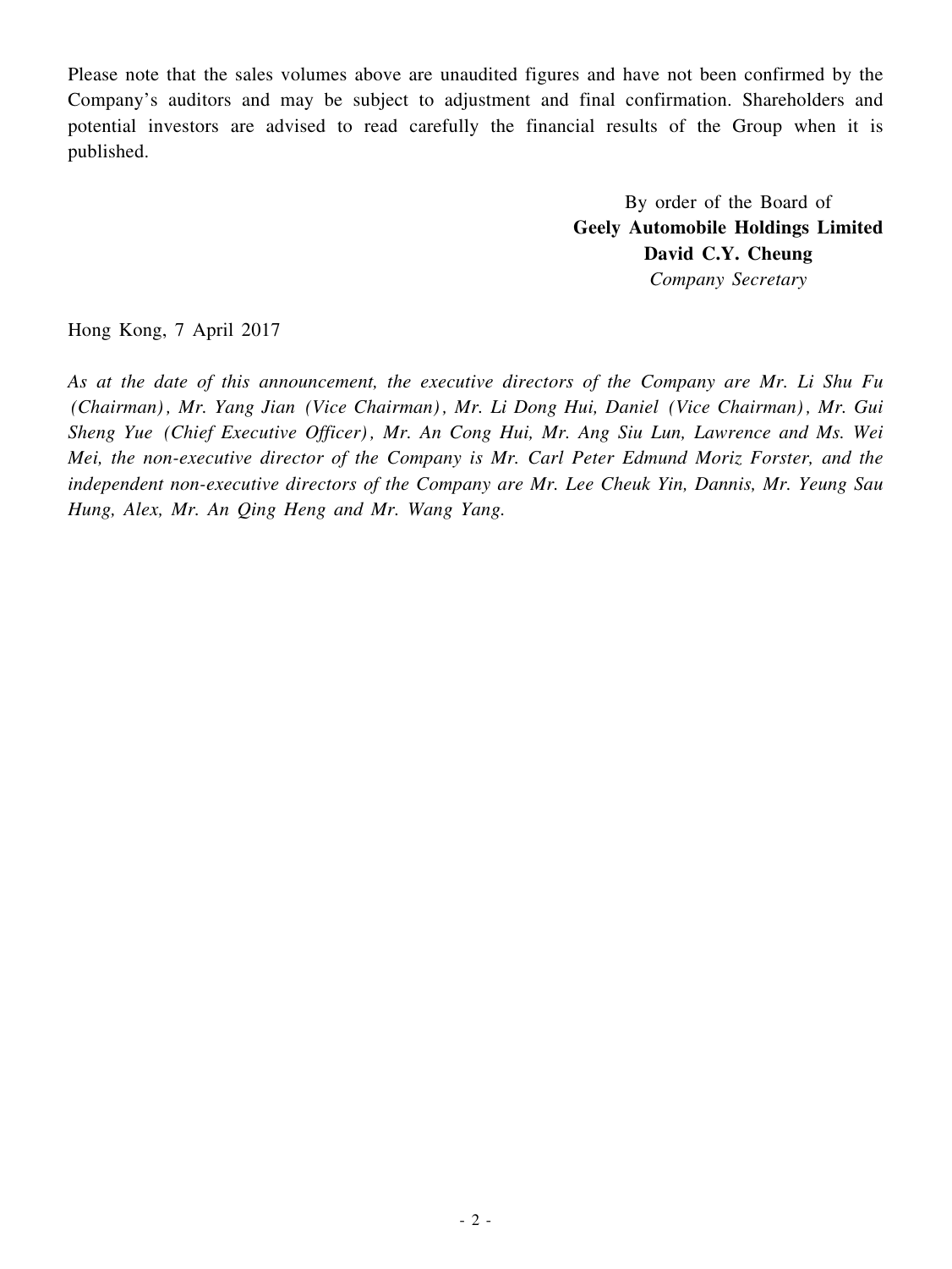Please note that the sales volumes above are unaudited figures and have not been confirmed by the Company's auditors and may be subject to adjustment and final confirmation. Shareholders and potential investors are advised to read carefully the financial results of the Group when it is published.

By order of the Board of
**Geely Automobile Holdings Limited**
**David C.Y. Cheung**
*Company Secretary*

Hong Kong, 7 April 2017

*As at the date of this announcement, the executive directors of the Company are Mr. Li Shu Fu (Chairman), Mr. Yang Jian (Vice Chairman), Mr. Li Dong Hui, Daniel (Vice Chairman), Mr. Gui Sheng Yue (Chief Executive Officer), Mr. An Cong Hui, Mr. Ang Siu Lun, Lawrence and Ms. Wei Mei, the non-executive director of the Company is Mr. Carl Peter Edmund Moriz Forster, and the independent non-executive directors of the Company are Mr. Lee Cheuk Yin, Dannis, Mr. Yeung Sau Hung, Alex, Mr. An Qing Heng and Mr. Wang Yang.*